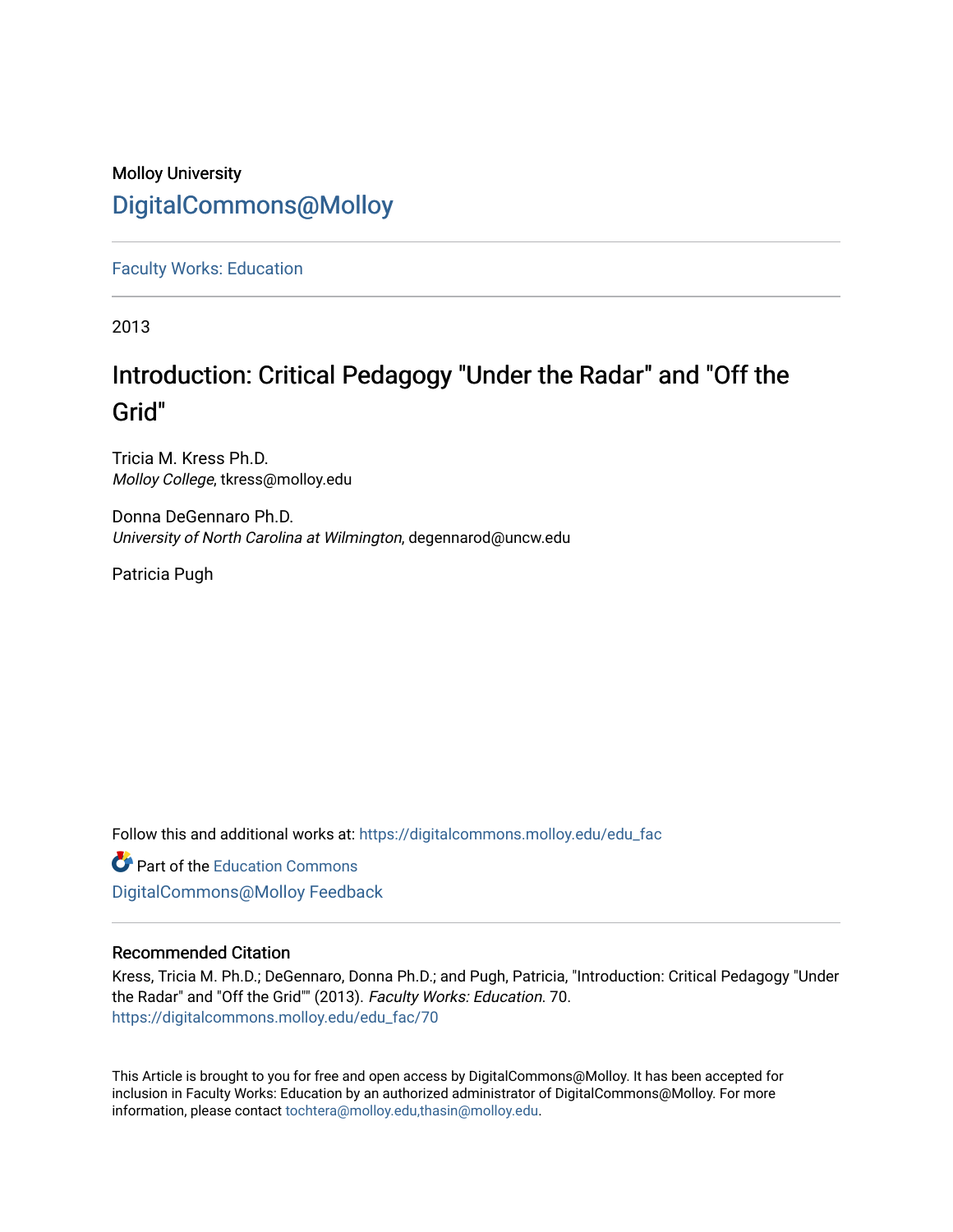Molloy University

DigitalCommons@Molloy

Faculty Works: Education

2013

# Introduction: Critical Pedagogy "Under the Radar" and "Off the Grid"

Tricia M. Kress Ph.D.
*Molloy College*, tkress@molloy.edu

Donna DeGennaro Ph.D.
*University of North Carolina at Wilmington*, degennarod@uncw.edu

Patricia Pugh

Follow this and additional works at: https://digitalcommons.molloy.edu/edu_fac

Part of the Education Commons

DigitalCommons@Molloy Feedback

## Recommended Citation

Kress, Tricia M. Ph.D.; DeGennaro, Donna Ph.D.; and Pugh, Patricia, "Introduction: Critical Pedagogy "Under the Radar" and "Off the Grid"" (2013). *Faculty Works: Education*. 70.
https://digitalcommons.molloy.edu/edu_fac/70

This Article is brought to you for free and open access by DigitalCommons@Molloy. It has been accepted for inclusion in Faculty Works: Education by an authorized administrator of DigitalCommons@Molloy. For more information, please contact tochtera@molloy.edu,thasin@molloy.edu.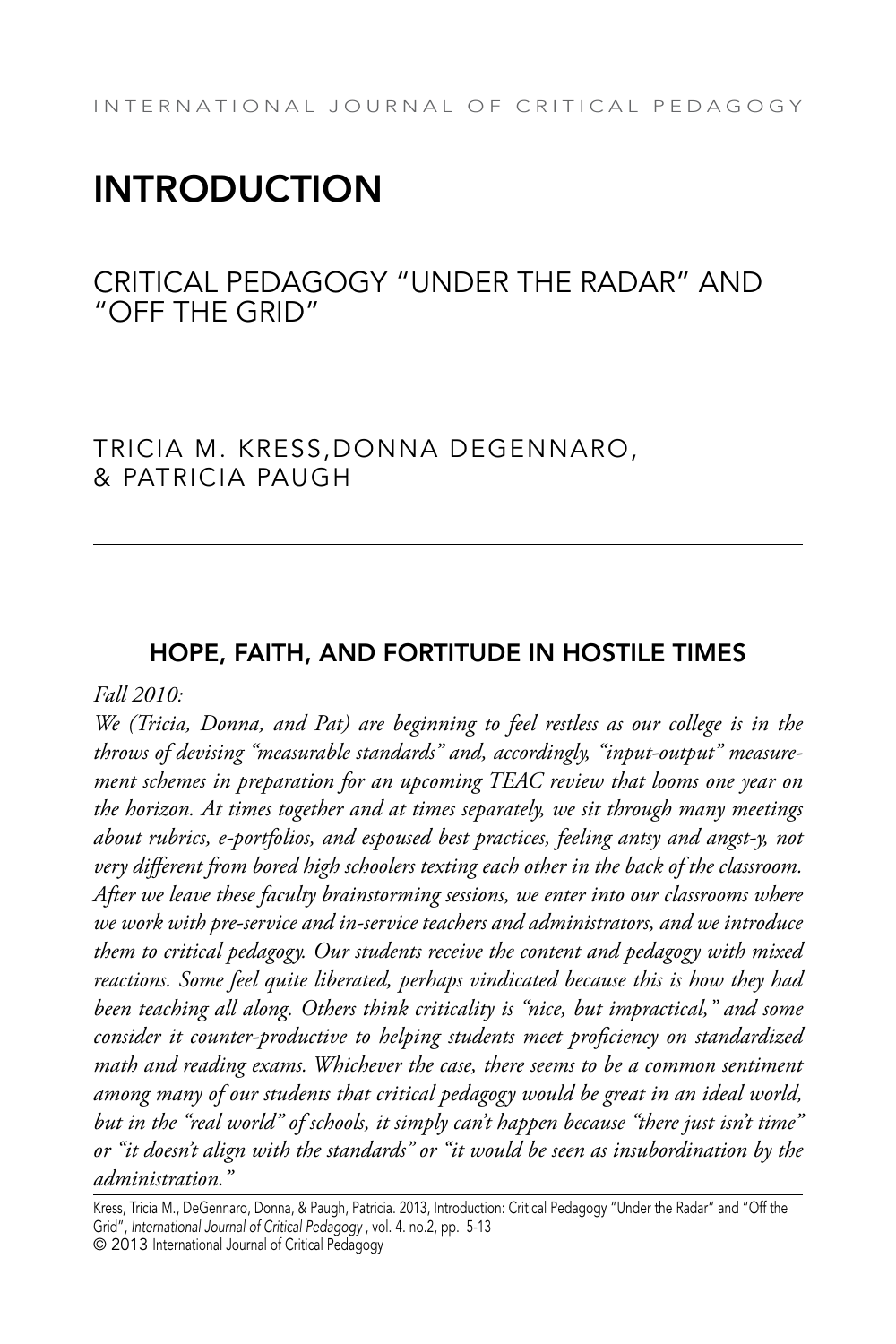# INTRODUCTION

## CRITICAL PEDAGOGY "UNDER THE RADAR" AND "OFF THE GRID"

TRICIA M. KRESS, DONNA DEGENNARO, & PATRICIA PAUGH

---

### HOPE, FAITH, AND FORTITUDE IN HOSTILE TIMES

*Fall 2010:*

*We (Tricia, Donna, and Pat) are beginning to feel restless as our college is in the throws of devising "measurable standards" and, accordingly, "input-output" measurement schemes in preparation for an upcoming TEAC review that looms one year on the horizon. At times together and at times separately, we sit through many meetings about rubrics, e-portfolios, and espoused best practices, feeling antsy and angst-y, not very different from bored high schoolers texting each other in the back of the classroom. After we leave these faculty brainstorming sessions, we enter into our classrooms where we work with pre-service and in-service teachers and administrators, and we introduce them to critical pedagogy. Our students receive the content and pedagogy with mixed reactions. Some feel quite liberated, perhaps vindicated because this is how they had been teaching all along. Others think criticality is "nice, but impractical," and some consider it counter-productive to helping students meet proficiency on standardized math and reading exams. Whichever the case, there seems to be a common sentiment among many of our students that critical pedagogy would be great in an ideal world, but in the "real world" of schools, it simply can't happen because "there just isn't time" or "it doesn't align with the standards" or "it would be seen as insubordination by the administration."*

Kress, Tricia M., DeGennaro, Donna, & Paugh, Patricia. 2013, Introduction: Critical Pedagogy "Under the Radar" and "Off the Grid", *International Journal of Critical Pedagogy*, vol. 4. no.2, pp. 5-13
© 2013 International Journal of Critical Pedagogy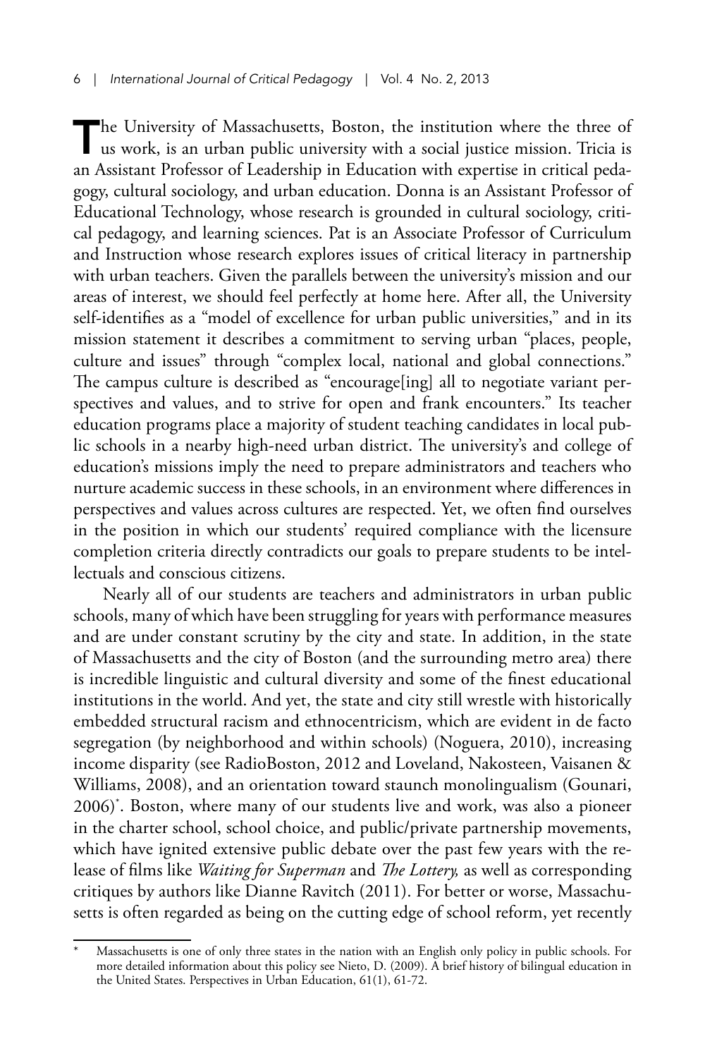The University of Massachusetts, Boston, the institution where the three of us work, is an urban public university with a social justice mission. Tricia is an Assistant Professor of Leadership in Education with expertise in critical pedagogy, cultural sociology, and urban education. Donna is an Assistant Professor of Educational Technology, whose research is grounded in cultural sociology, critical pedagogy, and learning sciences. Pat is an Associate Professor of Curriculum and Instruction whose research explores issues of critical literacy in partnership with urban teachers. Given the parallels between the university's mission and our areas of interest, we should feel perfectly at home here. After all, the University self-identifies as a "model of excellence for urban public universities," and in its mission statement it describes a commitment to serving urban "places, people, culture and issues" through "complex local, national and global connections." The campus culture is described as "encourage[ing] all to negotiate variant perspectives and values, and to strive for open and frank encounters." Its teacher education programs place a majority of student teaching candidates in local public schools in a nearby high-need urban district. The university's and college of education's missions imply the need to prepare administrators and teachers who nurture academic success in these schools, in an environment where differences in perspectives and values across cultures are respected. Yet, we often find ourselves in the position in which our students' required compliance with the licensure completion criteria directly contradicts our goals to prepare students to be intellectuals and conscious citizens.

Nearly all of our students are teachers and administrators in urban public schools, many of which have been struggling for years with performance measures and are under constant scrutiny by the city and state. In addition, in the state of Massachusetts and the city of Boston (and the surrounding metro area) there is incredible linguistic and cultural diversity and some of the finest educational institutions in the world. And yet, the state and city still wrestle with historically embedded structural racism and ethnocentricism, which are evident in de facto segregation (by neighborhood and within schools) (Noguera, 2010), increasing income disparity (see RadioBoston, 2012 and Loveland, Nakosteen, Vaisanen & Williams, 2008), and an orientation toward staunch monolingualism (Gounari, 2006)[*]. Boston, where many of our students live and work, was also a pioneer in the charter school, school choice, and public/private partnership movements, which have ignited extensive public debate over the past few years with the release of films like *Waiting for Superman* and *The Lottery,* as well as corresponding critiques by authors like Dianne Ravitch (2011). For better or worse, Massachusetts is often regarded as being on the cutting edge of school reform, yet recently

---

[*] Massachusetts is one of only three states in the nation with an English only policy in public schools. For more detailed information about this policy see Nieto, D. (2009). A brief history of bilingual education in the United States. Perspectives in Urban Education, 61(1), 61-72.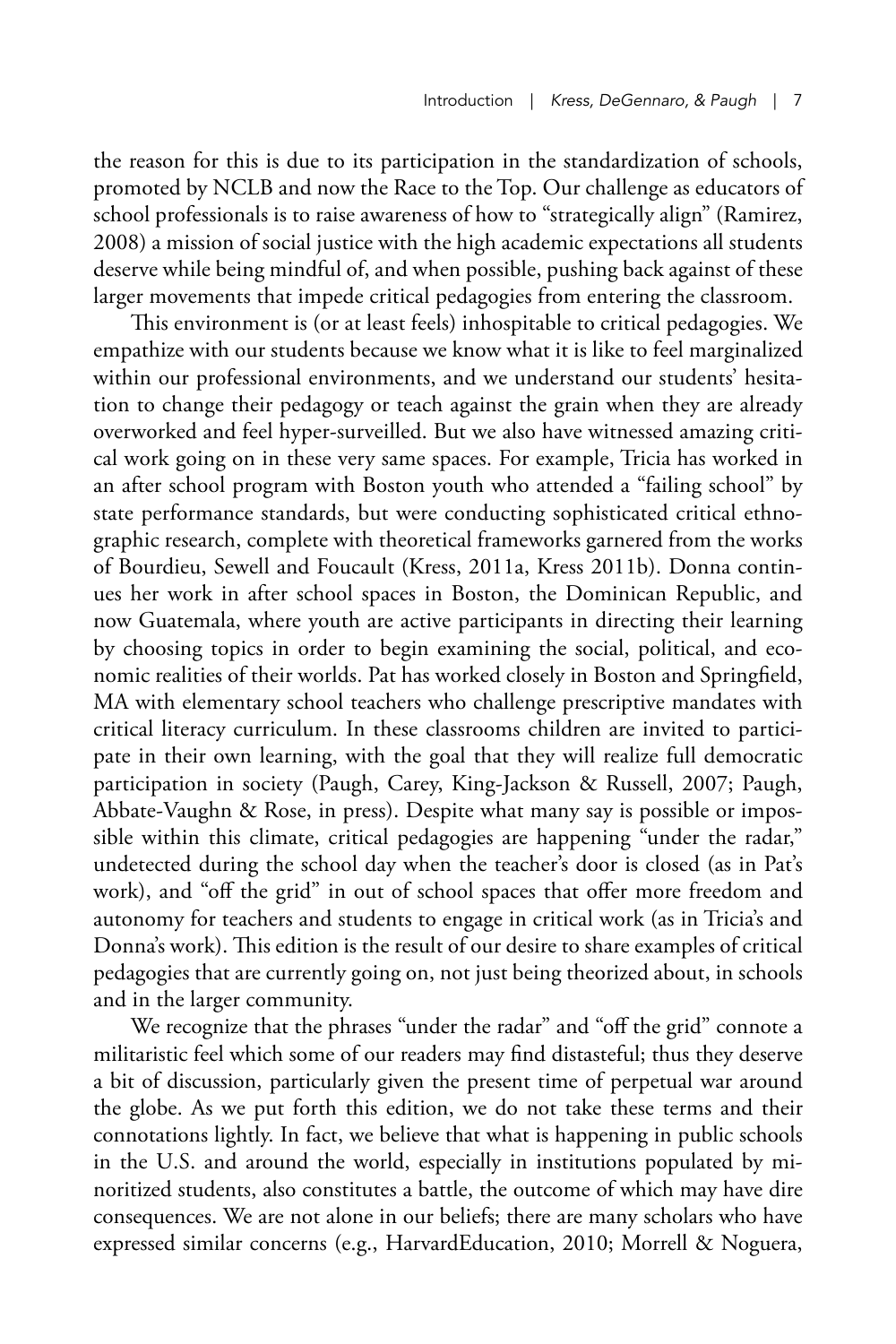the reason for this is due to its participation in the standardization of schools, promoted by NCLB and now the Race to the Top. Our challenge as educators of school professionals is to raise awareness of how to "strategically align" (Ramirez, 2008) a mission of social justice with the high academic expectations all students deserve while being mindful of, and when possible, pushing back against of these larger movements that impede critical pedagogies from entering the classroom.

This environment is (or at least feels) inhospitable to critical pedagogies. We empathize with our students because we know what it is like to feel marginalized within our professional environments, and we understand our students' hesitation to change their pedagogy or teach against the grain when they are already overworked and feel hyper-surveilled. But we also have witnessed amazing critical work going on in these very same spaces. For example, Tricia has worked in an after school program with Boston youth who attended a "failing school" by state performance standards, but were conducting sophisticated critical ethnographic research, complete with theoretical frameworks garnered from the works of Bourdieu, Sewell and Foucault (Kress, 2011a, Kress 2011b). Donna continues her work in after school spaces in Boston, the Dominican Republic, and now Guatemala, where youth are active participants in directing their learning by choosing topics in order to begin examining the social, political, and economic realities of their worlds. Pat has worked closely in Boston and Springfield, MA with elementary school teachers who challenge prescriptive mandates with critical literacy curriculum. In these classrooms children are invited to participate in their own learning, with the goal that they will realize full democratic participation in society (Paugh, Carey, King-Jackson & Russell, 2007; Paugh, Abbate-Vaughn & Rose, in press). Despite what many say is possible or impossible within this climate, critical pedagogies are happening "under the radar," undetected during the school day when the teacher's door is closed (as in Pat's work), and "off the grid" in out of school spaces that offer more freedom and autonomy for teachers and students to engage in critical work (as in Tricia's and Donna's work). This edition is the result of our desire to share examples of critical pedagogies that are currently going on, not just being theorized about, in schools and in the larger community.

We recognize that the phrases "under the radar" and "off the grid" connote a militaristic feel which some of our readers may find distasteful; thus they deserve a bit of discussion, particularly given the present time of perpetual war around the globe. As we put forth this edition, we do not take these terms and their connotations lightly. In fact, we believe that what is happening in public schools in the U.S. and around the world, especially in institutions populated by minoritized students, also constitutes a battle, the outcome of which may have dire consequences. We are not alone in our beliefs; there are many scholars who have expressed similar concerns (e.g., HarvardEducation, 2010; Morrell & Noguera,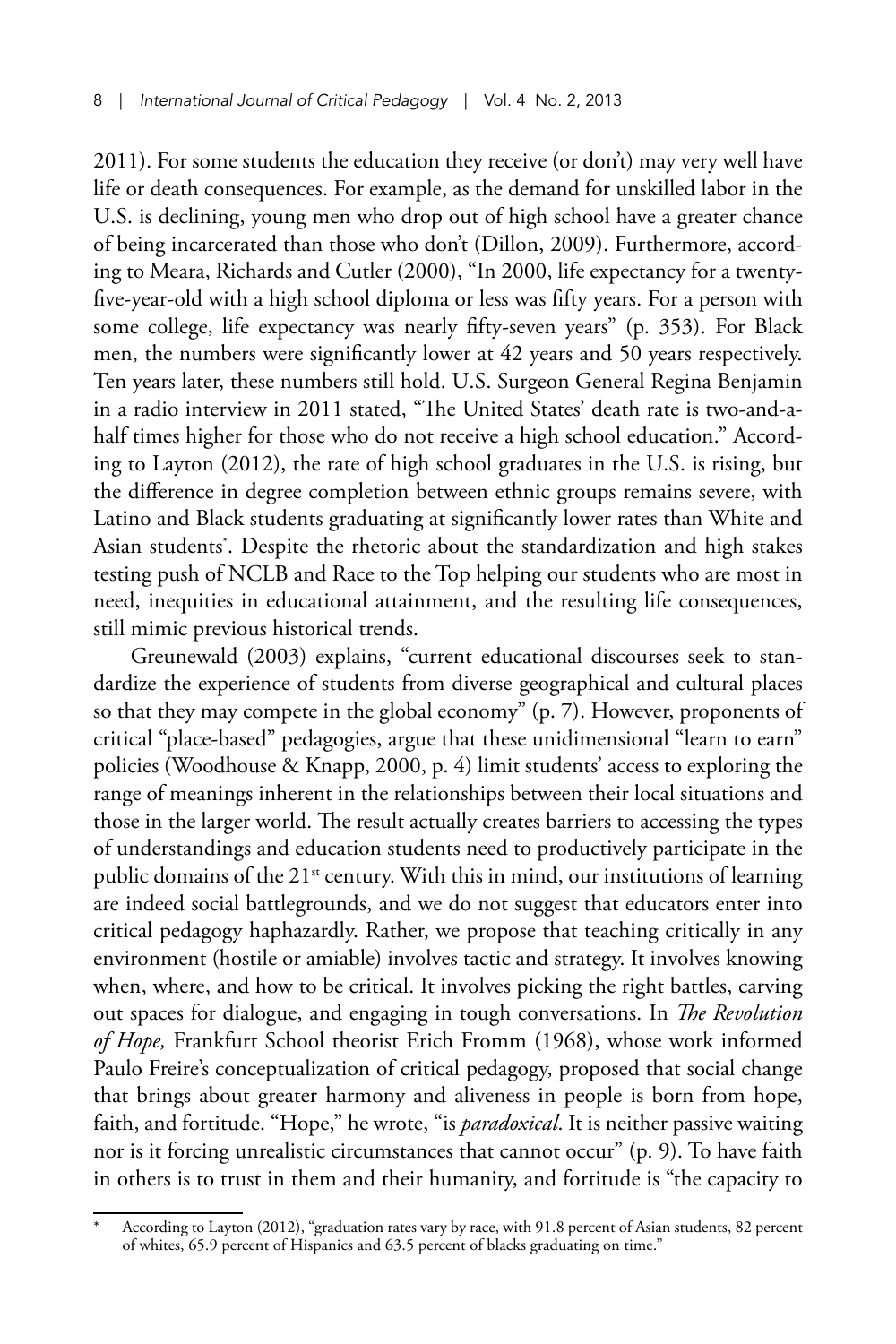2011). For some students the education they receive (or don't) may very well have life or death consequences. For example, as the demand for unskilled labor in the U.S. is declining, young men who drop out of high school have a greater chance of being incarcerated than those who don't (Dillon, 2009). Furthermore, according to Meara, Richards and Cutler (2000), "In 2000, life expectancy for a twenty-five-year-old with a high school diploma or less was fifty years. For a person with some college, life expectancy was nearly fifty-seven years" (p. 353). For Black men, the numbers were significantly lower at 42 years and 50 years respectively. Ten years later, these numbers still hold. U.S. Surgeon General Regina Benjamin in a radio interview in 2011 stated, "The United States' death rate is two-and-a-half times higher for those who do not receive a high school education." According to Layton (2012), the rate of high school graduates in the U.S. is rising, but the difference in degree completion between ethnic groups remains severe, with Latino and Black students graduating at significantly lower rates than White and Asian students*. Despite the rhetoric about the standardization and high stakes testing push of NCLB and Race to the Top helping our students who are most in need, inequities in educational attainment, and the resulting life consequences, still mimic previous historical trends.

Greunewald (2003) explains, "current educational discourses seek to standardize the experience of students from diverse geographical and cultural places so that they may compete in the global economy" (p. 7). However, proponents of critical "place-based" pedagogies, argue that these unidimensional "learn to earn" policies (Woodhouse & Knapp, 2000, p. 4) limit students' access to exploring the range of meanings inherent in the relationships between their local situations and those in the larger world. The result actually creates barriers to accessing the types of understandings and education students need to productively participate in the public domains of the 21st century. With this in mind, our institutions of learning are indeed social battlegrounds, and we do not suggest that educators enter into critical pedagogy haphazardly. Rather, we propose that teaching critically in any environment (hostile or amiable) involves tactic and strategy. It involves knowing when, where, and how to be critical. It involves picking the right battles, carving out spaces for dialogue, and engaging in tough conversations. In *The Revolution of Hope,* Frankfurt School theorist Erich Fromm (1968), whose work informed Paulo Freire's conceptualization of critical pedagogy, proposed that social change that brings about greater harmony and aliveness in people is born from hope, faith, and fortitude. "Hope," he wrote, "is *paradoxical*. It is neither passive waiting nor is it forcing unrealistic circumstances that cannot occur" (p. 9). To have faith in others is to trust in them and their humanity, and fortitude is "the capacity to

---

* According to Layton (2012), "graduation rates vary by race, with 91.8 percent of Asian students, 82 percent of whites, 65.9 percent of Hispanics and 63.5 percent of blacks graduating on time."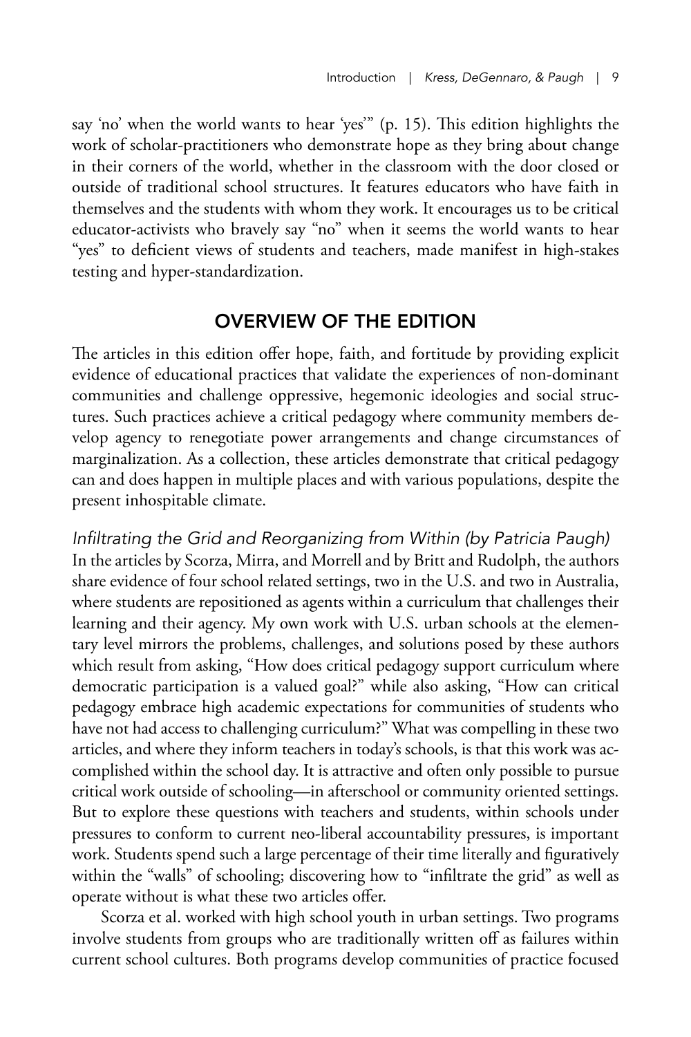say 'no' when the world wants to hear 'yes'" (p. 15). This edition highlights the work of scholar-practitioners who demonstrate hope as they bring about change in their corners of the world, whether in the classroom with the door closed or outside of traditional school structures. It features educators who have faith in themselves and the students with whom they work. It encourages us to be critical educator-activists who bravely say "no" when it seems the world wants to hear "yes" to deficient views of students and teachers, made manifest in high-stakes testing and hyper-standardization.

## OVERVIEW OF THE EDITION

The articles in this edition offer hope, faith, and fortitude by providing explicit evidence of educational practices that validate the experiences of non-dominant communities and challenge oppressive, hegemonic ideologies and social structures. Such practices achieve a critical pedagogy where community members develop agency to renegotiate power arrangements and change circumstances of marginalization. As a collection, these articles demonstrate that critical pedagogy can and does happen in multiple places and with various populations, despite the present inhospitable climate.

### *Infiltrating the Grid and Reorganizing from Within (by Patricia Paugh)*

In the articles by Scorza, Mirra, and Morrell and by Britt and Rudolph, the authors share evidence of four school related settings, two in the U.S. and two in Australia, where students are repositioned as agents within a curriculum that challenges their learning and their agency. My own work with U.S. urban schools at the elementary level mirrors the problems, challenges, and solutions posed by these authors which result from asking, "How does critical pedagogy support curriculum where democratic participation is a valued goal?" while also asking, "How can critical pedagogy embrace high academic expectations for communities of students who have not had access to challenging curriculum?" What was compelling in these two articles, and where they inform teachers in today's schools, is that this work was accomplished within the school day. It is attractive and often only possible to pursue critical work outside of schooling—in afterschool or community oriented settings. But to explore these questions with teachers and students, within schools under pressures to conform to current neo-liberal accountability pressures, is important work. Students spend such a large percentage of their time literally and figuratively within the "walls" of schooling; discovering how to "infiltrate the grid" as well as operate without is what these two articles offer.

Scorza et al. worked with high school youth in urban settings. Two programs involve students from groups who are traditionally written off as failures within current school cultures. Both programs develop communities of practice focused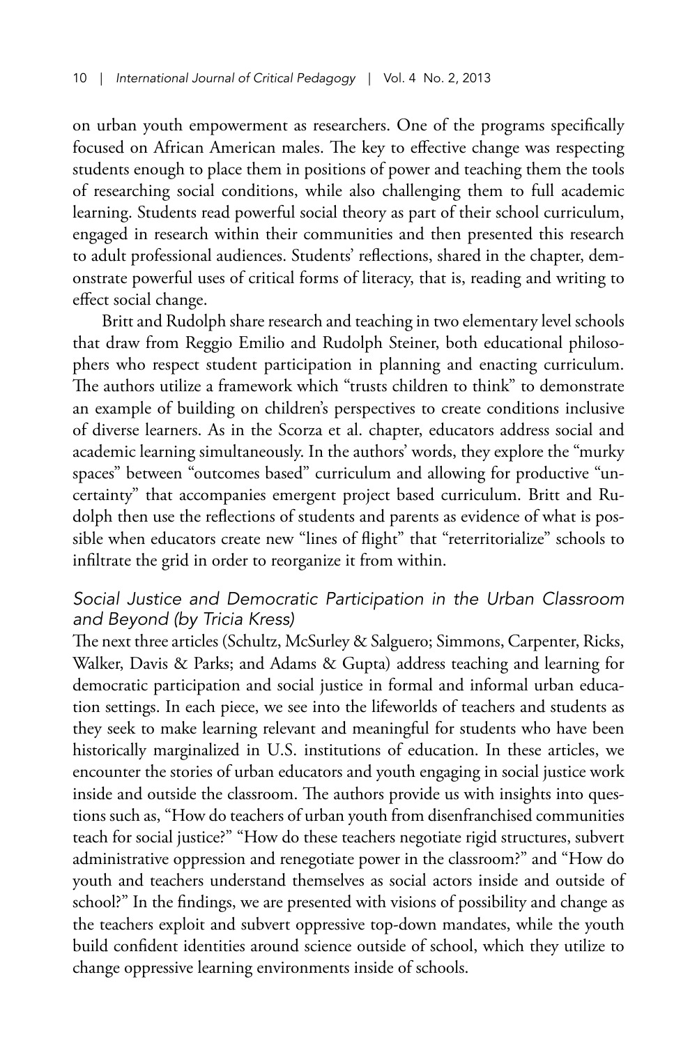on urban youth empowerment as researchers. One of the programs specifically focused on African American males. The key to effective change was respecting students enough to place them in positions of power and teaching them the tools of researching social conditions, while also challenging them to full academic learning. Students read powerful social theory as part of their school curriculum, engaged in research within their communities and then presented this research to adult professional audiences. Students' reflections, shared in the chapter, demonstrate powerful uses of critical forms of literacy, that is, reading and writing to effect social change.

Britt and Rudolph share research and teaching in two elementary level schools that draw from Reggio Emilio and Rudolph Steiner, both educational philosophers who respect student participation in planning and enacting curriculum. The authors utilize a framework which "trusts children to think" to demonstrate an example of building on children's perspectives to create conditions inclusive of diverse learners. As in the Scorza et al. chapter, educators address social and academic learning simultaneously. In the authors' words, they explore the "murky spaces" between "outcomes based" curriculum and allowing for productive "uncertainty" that accompanies emergent project based curriculum. Britt and Rudolph then use the reflections of students and parents as evidence of what is possible when educators create new "lines of flight" that "reterritorialize" schools to infiltrate the grid in order to reorganize it from within.

### *Social Justice and Democratic Participation in the Urban Classroom and Beyond (by Tricia Kress)*

The next three articles (Schultz, McSurley & Salguero; Simmons, Carpenter, Ricks, Walker, Davis & Parks; and Adams & Gupta) address teaching and learning for democratic participation and social justice in formal and informal urban education settings. In each piece, we see into the lifeworlds of teachers and students as they seek to make learning relevant and meaningful for students who have been historically marginalized in U.S. institutions of education. In these articles, we encounter the stories of urban educators and youth engaging in social justice work inside and outside the classroom. The authors provide us with insights into questions such as, "How do teachers of urban youth from disenfranchised communities teach for social justice?" "How do these teachers negotiate rigid structures, subvert administrative oppression and renegotiate power in the classroom?" and "How do youth and teachers understand themselves as social actors inside and outside of school?" In the findings, we are presented with visions of possibility and change as the teachers exploit and subvert oppressive top-down mandates, while the youth build confident identities around science outside of school, which they utilize to change oppressive learning environments inside of schools.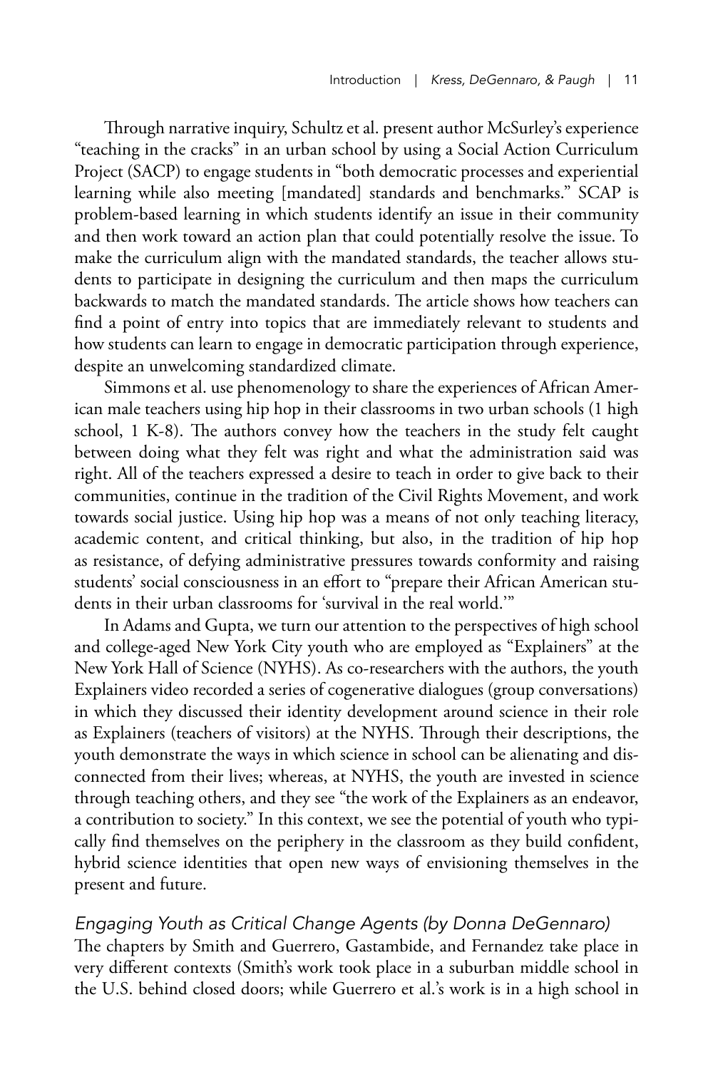Through narrative inquiry, Schultz et al. present author McSurley's experience "teaching in the cracks" in an urban school by using a Social Action Curriculum Project (SACP) to engage students in "both democratic processes and experiential learning while also meeting [mandated] standards and benchmarks." SCAP is problem-based learning in which students identify an issue in their community and then work toward an action plan that could potentially resolve the issue. To make the curriculum align with the mandated standards, the teacher allows students to participate in designing the curriculum and then maps the curriculum backwards to match the mandated standards. The article shows how teachers can find a point of entry into topics that are immediately relevant to students and how students can learn to engage in democratic participation through experience, despite an unwelcoming standardized climate.

Simmons et al. use phenomenology to share the experiences of African American male teachers using hip hop in their classrooms in two urban schools (1 high school, 1 K-8). The authors convey how the teachers in the study felt caught between doing what they felt was right and what the administration said was right. All of the teachers expressed a desire to teach in order to give back to their communities, continue in the tradition of the Civil Rights Movement, and work towards social justice. Using hip hop was a means of not only teaching literacy, academic content, and critical thinking, but also, in the tradition of hip hop as resistance, of defying administrative pressures towards conformity and raising students' social consciousness in an effort to "prepare their African American students in their urban classrooms for 'survival in the real world.'"

In Adams and Gupta, we turn our attention to the perspectives of high school and college-aged New York City youth who are employed as "Explainers" at the New York Hall of Science (NYHS). As co-researchers with the authors, the youth Explainers video recorded a series of cogenerative dialogues (group conversations) in which they discussed their identity development around science in their role as Explainers (teachers of visitors) at the NYHS. Through their descriptions, the youth demonstrate the ways in which science in school can be alienating and disconnected from their lives; whereas, at NYHS, the youth are invested in science through teaching others, and they see "the work of the Explainers as an endeavor, a contribution to society." In this context, we see the potential of youth who typically find themselves on the periphery in the classroom as they build confident, hybrid science identities that open new ways of envisioning themselves in the present and future.

### *Engaging Youth as Critical Change Agents (by Donna DeGennaro)*

The chapters by Smith and Guerrero, Gastambide, and Fernandez take place in very different contexts (Smith's work took place in a suburban middle school in the U.S. behind closed doors; while Guerrero et al.'s work is in a high school in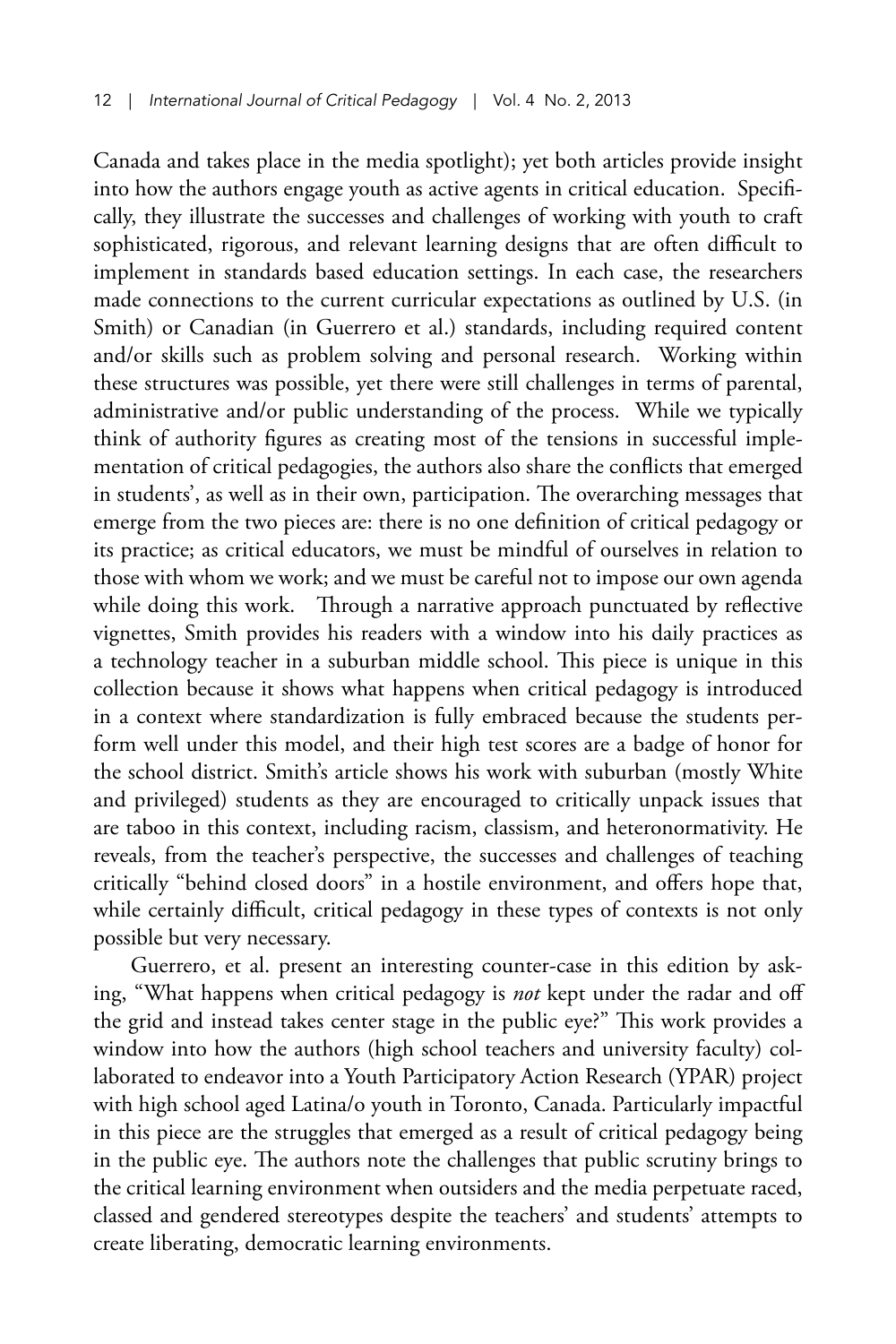Canada and takes place in the media spotlight); yet both articles provide insight into how the authors engage youth as active agents in critical education. Specifically, they illustrate the successes and challenges of working with youth to craft sophisticated, rigorous, and relevant learning designs that are often difficult to implement in standards based education settings. In each case, the researchers made connections to the current curricular expectations as outlined by U.S. (in Smith) or Canadian (in Guerrero et al.) standards, including required content and/or skills such as problem solving and personal research. Working within these structures was possible, yet there were still challenges in terms of parental, administrative and/or public understanding of the process. While we typically think of authority figures as creating most of the tensions in successful implementation of critical pedagogies, the authors also share the conflicts that emerged in students', as well as in their own, participation. The overarching messages that emerge from the two pieces are: there is no one definition of critical pedagogy or its practice; as critical educators, we must be mindful of ourselves in relation to those with whom we work; and we must be careful not to impose our own agenda while doing this work. Through a narrative approach punctuated by reflective vignettes, Smith provides his readers with a window into his daily practices as a technology teacher in a suburban middle school. This piece is unique in this collection because it shows what happens when critical pedagogy is introduced in a context where standardization is fully embraced because the students perform well under this model, and their high test scores are a badge of honor for the school district. Smith's article shows his work with suburban (mostly White and privileged) students as they are encouraged to critically unpack issues that are taboo in this context, including racism, classism, and heteronormativity. He reveals, from the teacher's perspective, the successes and challenges of teaching critically "behind closed doors" in a hostile environment, and offers hope that, while certainly difficult, critical pedagogy in these types of contexts is not only possible but very necessary.

Guerrero, et al. present an interesting counter-case in this edition by asking, "What happens when critical pedagogy is *not* kept under the radar and off the grid and instead takes center stage in the public eye?" This work provides a window into how the authors (high school teachers and university faculty) collaborated to endeavor into a Youth Participatory Action Research (YPAR) project with high school aged Latina/o youth in Toronto, Canada. Particularly impactful in this piece are the struggles that emerged as a result of critical pedagogy being in the public eye. The authors note the challenges that public scrutiny brings to the critical learning environment when outsiders and the media perpetuate raced, classed and gendered stereotypes despite the teachers' and students' attempts to create liberating, democratic learning environments.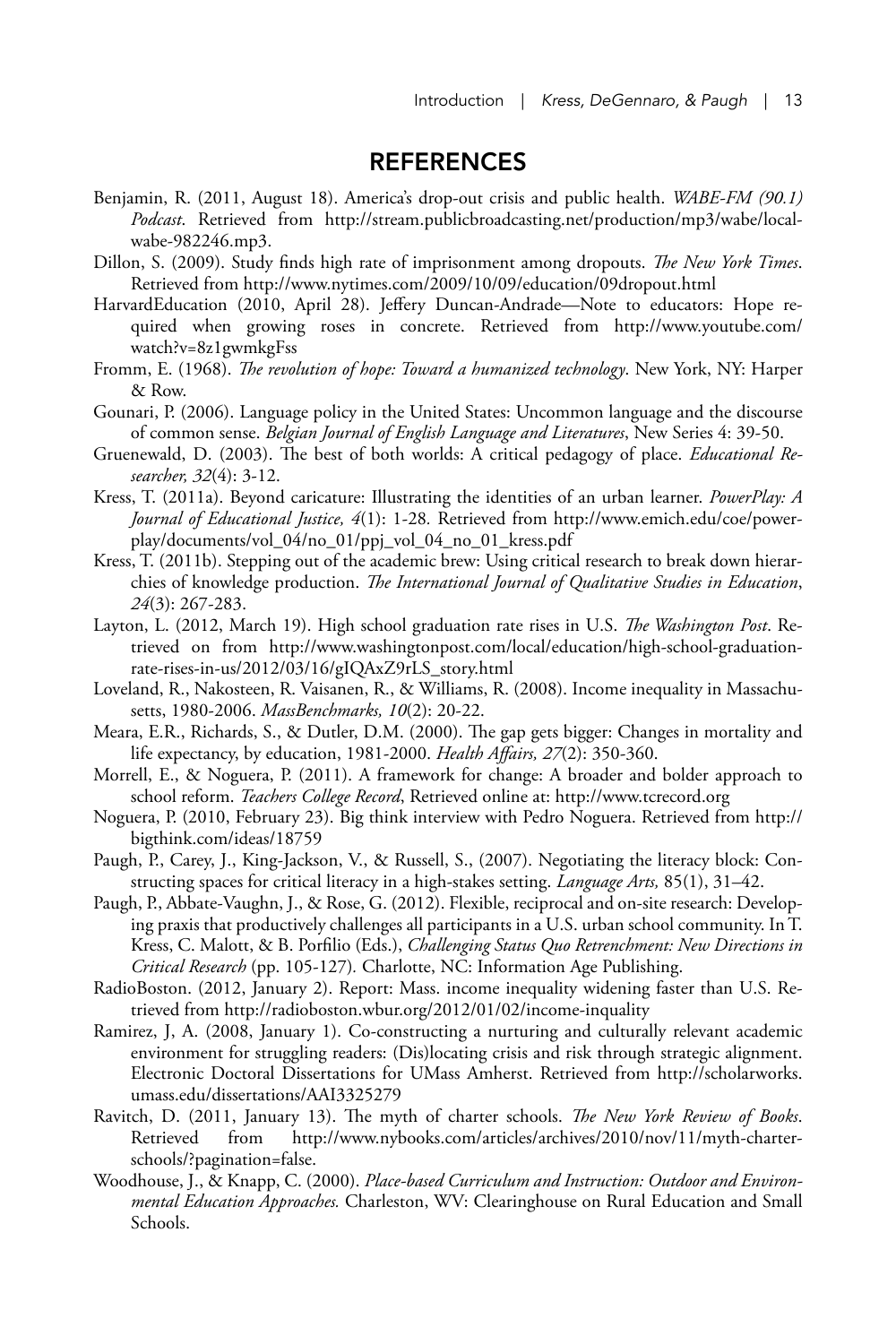## REFERENCES

Benjamin, R. (2011, August 18). America's drop-out crisis and public health. *WABE-FM (90.1) Podcast*. Retrieved from http://stream.publicbroadcasting.net/production/mp3/wabe/local-wabe-982246.mp3.

Dillon, S. (2009). Study finds high rate of imprisonment among dropouts. *The New York Times*. Retrieved from http://www.nytimes.com/2009/10/09/education/09dropout.html

HarvardEducation (2010, April 28). Jeffery Duncan-Andrade—Note to educators: Hope required when growing roses in concrete. Retrieved from http://www.youtube.com/watch?v=8z1gwmkgFss

Fromm, E. (1968). *The revolution of hope: Toward a humanized technology*. New York, NY: Harper & Row.

Gounari, P. (2006). Language policy in the United States: Uncommon language and the discourse of common sense. *Belgian Journal of English Language and Literatures*, New Series 4: 39-50.

Gruenewald, D. (2003). The best of both worlds: A critical pedagogy of place. *Educational Researcher, 32*(4): 3-12.

Kress, T. (2011a). Beyond caricature: Illustrating the identities of an urban learner. *PowerPlay: A Journal of Educational Justice, 4*(1): 1-28. Retrieved from http://www.emich.edu/coe/powerplay/documents/vol_04/no_01/ppj_vol_04_no_01_kress.pdf

Kress, T. (2011b). Stepping out of the academic brew: Using critical research to break down hierarchies of knowledge production. *The International Journal of Qualitative Studies in Education*, *24*(3): 267-283.

Layton, L. (2012, March 19). High school graduation rate rises in U.S. *The Washington Post*. Retrieved on from http://www.washingtonpost.com/local/education/high-school-graduation-rate-rises-in-us/2012/03/16/gIQAxZ9rLS_story.html

Loveland, R., Nakosteen, R. Vaisanen, R., & Williams, R. (2008). Income inequality in Massachusetts, 1980-2006. *MassBenchmarks, 10*(2): 20-22.

Meara, E.R., Richards, S., & Dutler, D.M. (2000). The gap gets bigger: Changes in mortality and life expectancy, by education, 1981-2000. *Health Affairs, 27*(2): 350-360.

Morrell, E., & Noguera, P. (2011). A framework for change: A broader and bolder approach to school reform. *Teachers College Record*, Retrieved online at: http://www.tcrecord.org

Noguera, P. (2010, February 23). Big think interview with Pedro Noguera. Retrieved from http://bigthink.com/ideas/18759

Paugh, P., Carey, J., King-Jackson, V., & Russell, S., (2007). Negotiating the literacy block: Constructing spaces for critical literacy in a high-stakes setting. *Language Arts,* 85(1), 31–42.

Paugh, P., Abbate-Vaughn, J., & Rose, G. (2012). Flexible, reciprocal and on-site research: Developing praxis that productively challenges all participants in a U.S. urban school community. In T. Kress, C. Malott, & B. Porfilio (Eds.), *Challenging Status Quo Retrenchment: New Directions in Critical Research* (pp. 105-127). Charlotte, NC: Information Age Publishing.

RadioBoston. (2012, January 2). Report: Mass. income inequality widening faster than U.S. Retrieved from http://radioboston.wbur.org/2012/01/02/income-inquality

Ramirez, J, A. (2008, January 1). Co-constructing a nurturing and culturally relevant academic environment for struggling readers: (Dis)locating crisis and risk through strategic alignment. Electronic Doctoral Dissertations for UMass Amherst. Retrieved from http://scholarworks.umass.edu/dissertations/AAI3325279

Ravitch, D. (2011, January 13). The myth of charter schools. *The New York Review of Books*. Retrieved from http://www.nybooks.com/articles/archives/2010/nov/11/myth-charter-schools/?pagination=false.

Woodhouse, J., & Knapp, C. (2000). *Place-based Curriculum and Instruction: Outdoor and Environmental Education Approaches.* Charleston, WV: Clearinghouse on Rural Education and Small Schools.